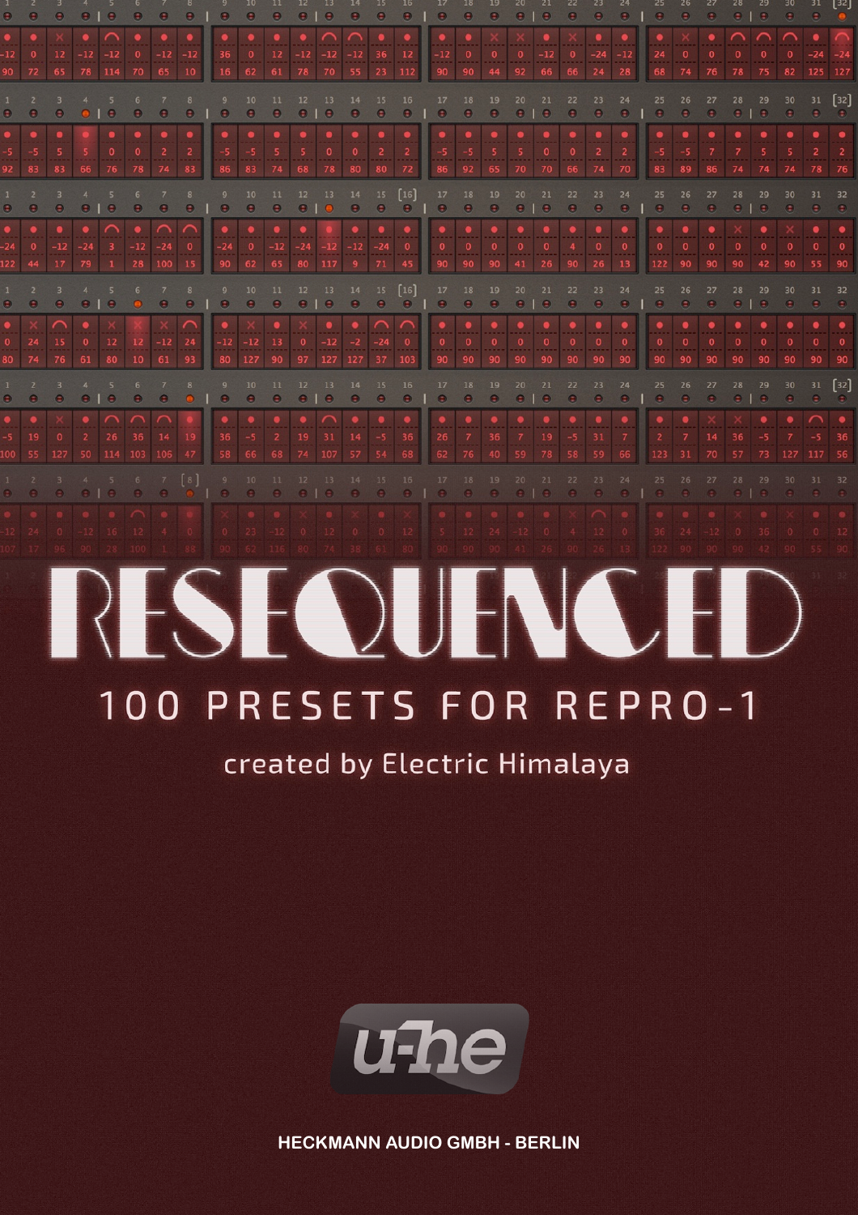# RESEQUENCED

## 100 PRESETS FOR REPRO-1

created by Electric Himalaya

u-he

**HECKMANN AUDIO GMBH - BERLIN**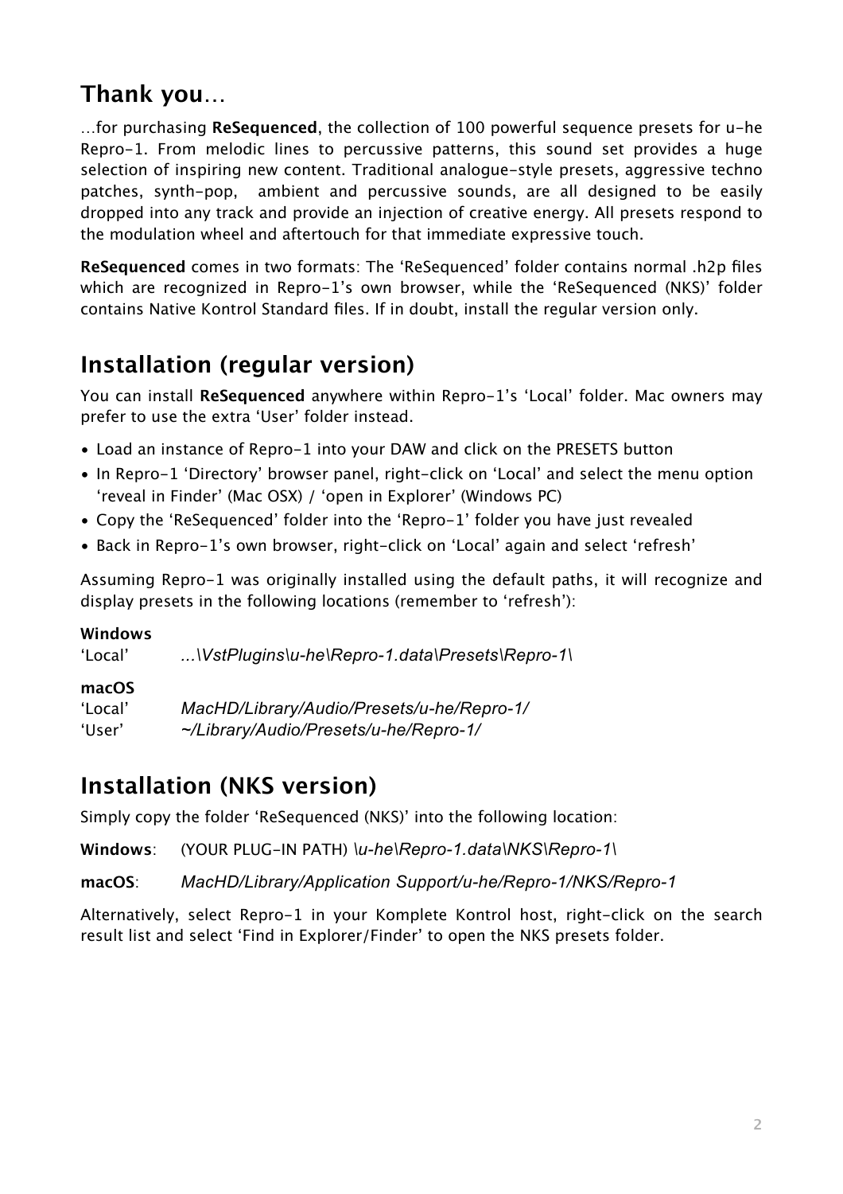## Thank you…

…for purchasing **ReSequenced**, the collection of 100 powerful sequence presets for u-he Repro-1. From melodic lines to percussive patterns, this sound set provides a huge selection of inspiring new content. Traditional analogue-style presets, aggressive techno patches, synth-pop, ambient and percussive sounds, are all designed to be easily dropped into any track and provide an injection of creative energy. All presets respond to the modulation wheel and aftertouch for that immediate expressive touch.

**ReSequenced** comes in two formats: The 'ReSequenced' folder contains normal .h2p files which are recognized in Repro-1's own browser, while the 'ReSequenced (NKS)' folder contains Native Kontrol Standard files. If in doubt, install the regular version only.

## Installation (regular version)

You can install **ReSequenced** anywhere within Repro-1's 'Local' folder. Mac owners may prefer to use the extra 'User' folder instead.

- Load an instance of Repro-1 into your DAW and click on the PRESETS button
- In Repro-1 'Directory' browser panel, right-click on 'Local' and select the menu option 'reveal in Finder' (Mac OSX) / 'open in Explorer' (Windows PC)
- Copy the 'ReSequenced' folder into the 'Repro-1' folder you have just revealed
- Back in Repro-1's own browser, right-click on 'Local' again and select 'refresh'

Assuming Repro-1 was originally installed using the default paths, it will recognize and display presets in the following locations (remember to 'refresh'):

**Windows**

'Local' *...\VstPlugins\u-he\Repro-1.data\Presets\Repro-1\*

**macOS**

'Local' *MacHD/Library/Audio/Presets/u-he/Repro-1/*
'User' *~/Library/Audio/Presets/u-he/Repro-1/*

## Installation (NKS version)

Simply copy the folder 'ReSequenced (NKS)' into the following location:

**Windows**: (YOUR PLUG-IN PATH) *\u-he\Repro-1.data\NKS\Repro-1\*

**macOS**: *MacHD/Library/Application Support/u-he/Repro-1/NKS/Repro-1*

Alternatively, select Repro-1 in your Komplete Kontrol host, right-click on the search result list and select 'Find in Explorer/Finder' to open the NKS presets folder.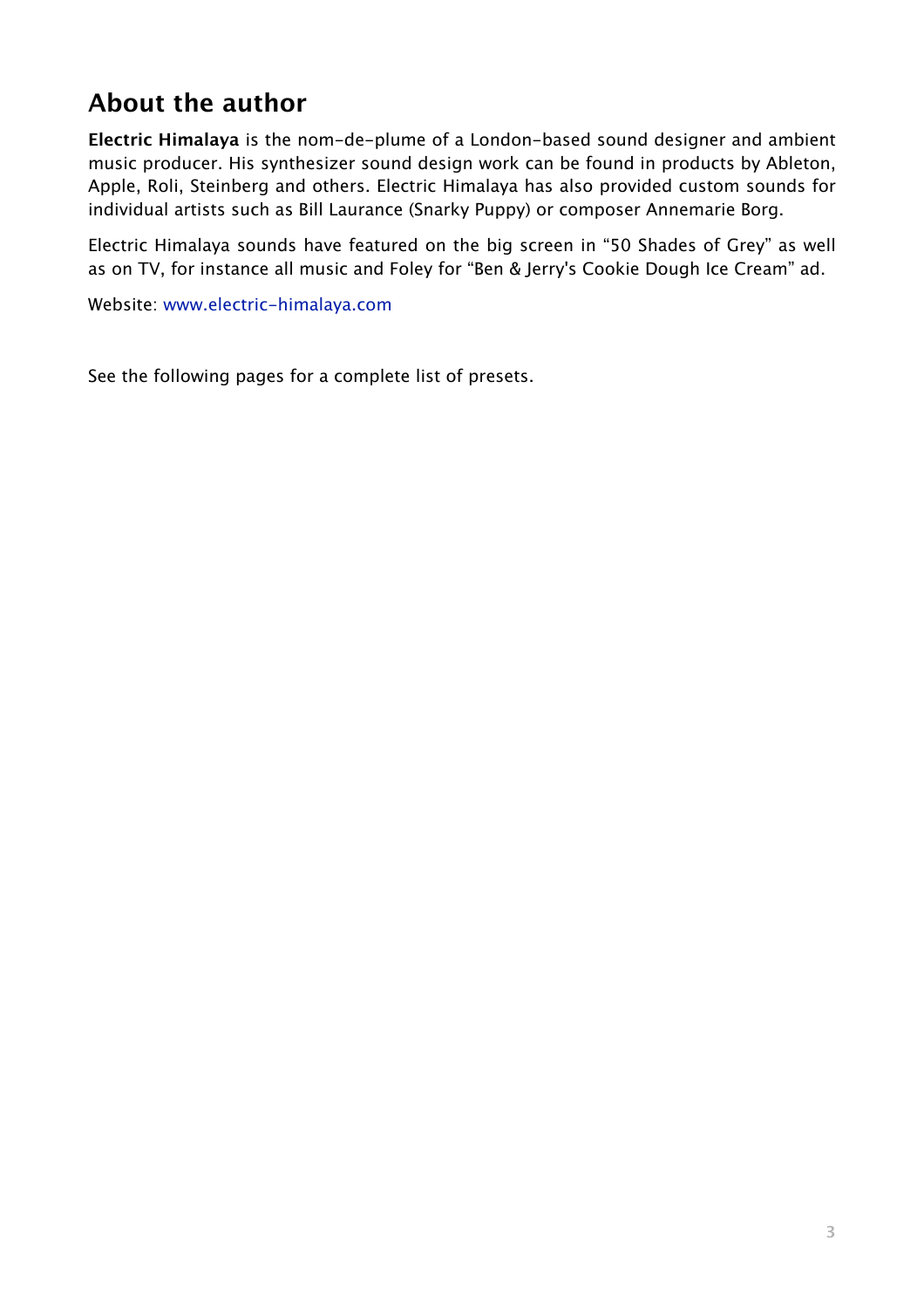## About the author

**Electric Himalaya** is the nom-de-plume of a London-based sound designer and ambient music producer. His synthesizer sound design work can be found in products by Ableton, Apple, Roli, Steinberg and others. Electric Himalaya has also provided custom sounds for individual artists such as Bill Laurance (Snarky Puppy) or composer Annemarie Borg.

Electric Himalaya sounds have featured on the big screen in "50 Shades of Grey" as well as on TV, for instance all music and Foley for "Ben & Jerry's Cookie Dough Ice Cream" ad.

Website: www.electric-himalaya.com

See the following pages for a complete list of presets.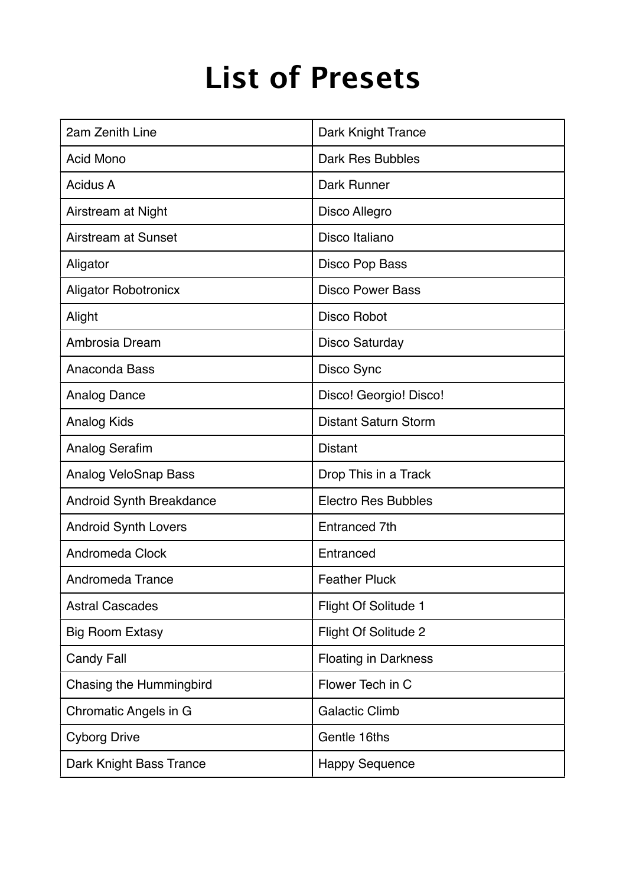# List of Presets

| | |
|---|---|
| 2am Zenith Line | Dark Knight Trance |
| Acid Mono | Dark Res Bubbles |
| Acidus A | Dark Runner |
| Airstream at Night | Disco Allegro |
| Airstream at Sunset | Disco Italiano |
| Aligator | Disco Pop Bass |
| Aligator Robotronicx | Disco Power Bass |
| Alight | Disco Robot |
| Ambrosia Dream | Disco Saturday |
| Anaconda Bass | Disco Sync |
| Analog Dance | Disco! Georgio! Disco! |
| Analog Kids | Distant Saturn Storm |
| Analog Serafim | Distant |
| Analog VeloSnap Bass | Drop This in a Track |
| Android Synth Breakdance | Electro Res Bubbles |
| Android Synth Lovers | Entranced 7th |
| Andromeda Clock | Entranced |
| Andromeda Trance | Feather Pluck |
| Astral Cascades | Flight Of Solitude 1 |
| Big Room Extasy | Flight Of Solitude 2 |
| Candy Fall | Floating in Darkness |
| Chasing the Hummingbird | Flower Tech in C |
| Chromatic Angels in G | Galactic Climb |
| Cyborg Drive | Gentle 16ths |
| Dark Knight Bass Trance | Happy Sequence |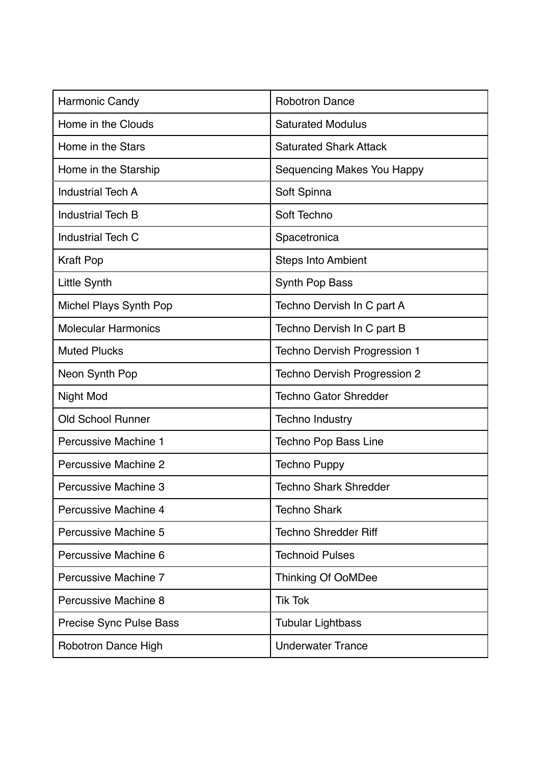| | |
|---|---|
| Harmonic Candy | Robotron Dance |
| Home in the Clouds | Saturated Modulus |
| Home in the Stars | Saturated Shark Attack |
| Home in the Starship | Sequencing Makes You Happy |
| Industrial Tech A | Soft Spinna |
| Industrial Tech B | Soft Techno |
| Industrial Tech C | Spacetronica |
| Kraft Pop | Steps Into Ambient |
| Little Synth | Synth Pop Bass |
| Michel Plays Synth Pop | Techno Dervish In C part A |
| Molecular Harmonics | Techno Dervish In C part B |
| Muted Plucks | Techno Dervish Progression 1 |
| Neon Synth Pop | Techno Dervish Progression 2 |
| Night Mod | Techno Gator Shredder |
| Old School Runner | Techno Industry |
| Percussive Machine 1 | Techno Pop Bass Line |
| Percussive Machine 2 | Techno Puppy |
| Percussive Machine 3 | Techno Shark Shredder |
| Percussive Machine 4 | Techno Shark |
| Percussive Machine 5 | Techno Shredder Riff |
| Percussive Machine 6 | Technoid Pulses |
| Percussive Machine 7 | Thinking Of OoMDee |
| Percussive Machine 8 | Tik Tok |
| Precise Sync Pulse Bass | Tubular Lightbass |
| Robotron Dance High | Underwater Trance |